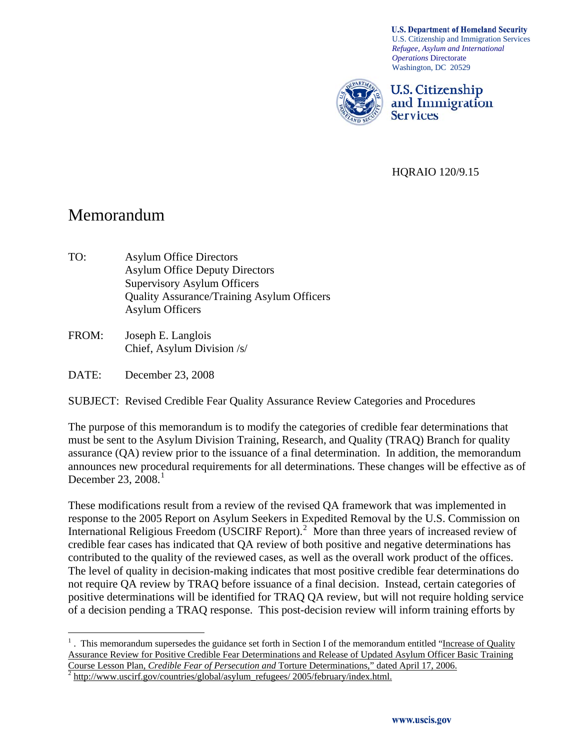**U.S. Department of Homeland Security**
U.S. Citizenship and Immigration Services
*Refugee, Asylum and International Operations* Directorate
Washington, DC 20529

**U.S. Citizenship and Immigration Services**

HQRAIO 120/9.15

# Memorandum

TO: Asylum Office Directors
Asylum Office Deputy Directors
Supervisory Asylum Officers
Quality Assurance/Training Asylum Officers
Asylum Officers

FROM: Joseph E. Langlois
Chief, Asylum Division /s/

DATE: December 23, 2008

SUBJECT: Revised Credible Fear Quality Assurance Review Categories and Procedures

The purpose of this memorandum is to modify the categories of credible fear determinations that must be sent to the Asylum Division Training, Research, and Quality (TRAQ) Branch for quality assurance (QA) review prior to the issuance of a final determination. In addition, the memorandum announces new procedural requirements for all determinations. These changes will be effective as of December 23, 2008.[1]

These modifications result from a review of the revised QA framework that was implemented in response to the 2005 Report on Asylum Seekers in Expedited Removal by the U.S. Commission on International Religious Freedom (USCIRF Report).[2] More than three years of increased review of credible fear cases has indicated that QA review of both positive and negative determinations has contributed to the quality of the reviewed cases, as well as the overall work product of the offices. The level of quality in decision-making indicates that most positive credible fear determinations do not require QA review by TRAQ before issuance of a final decision. Instead, certain categories of positive determinations will be identified for TRAQ QA review, but will not require holding service of a decision pending a TRAQ response. This post-decision review will inform training efforts by

---

[1]. This memorandum supersedes the guidance set forth in Section I of the memorandum entitled "Increase of Quality Assurance Review for Positive Credible Fear Determinations and Release of Updated Asylum Officer Basic Training Course Lesson Plan, *Credible Fear of Persecution and* Torture Determinations," dated April 17, 2006.

[2] http://www.uscirf.gov/countries/global/asylum_refugees/ 2005/february/index.html.

www.uscis.gov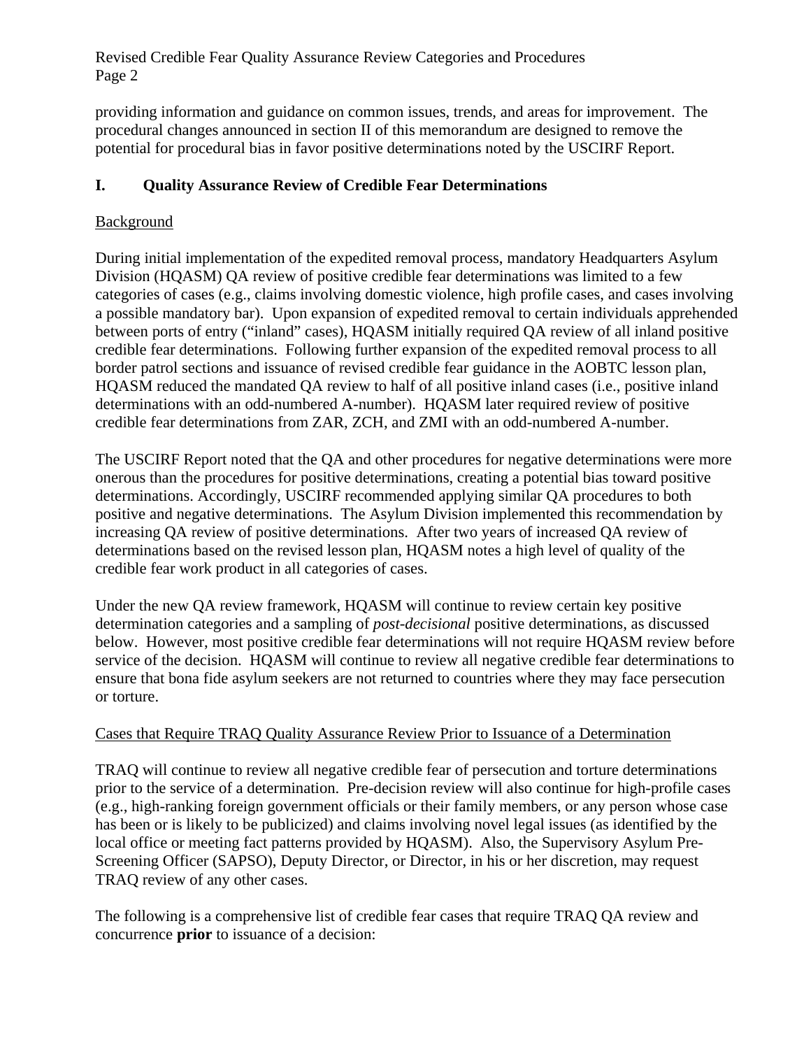providing information and guidance on common issues, trends, and areas for improvement. The procedural changes announced in section II of this memorandum are designed to remove the potential for procedural bias in favor positive determinations noted by the USCIRF Report.

## I. Quality Assurance Review of Credible Fear Determinations

<u>Background</u>

During initial implementation of the expedited removal process, mandatory Headquarters Asylum Division (HQASM) QA review of positive credible fear determinations was limited to a few categories of cases (e.g., claims involving domestic violence, high profile cases, and cases involving a possible mandatory bar). Upon expansion of expedited removal to certain individuals apprehended between ports of entry ("inland" cases), HQASM initially required QA review of all inland positive credible fear determinations. Following further expansion of the expedited removal process to all border patrol sections and issuance of revised credible fear guidance in the AOBTC lesson plan, HQASM reduced the mandated QA review to half of all positive inland cases (i.e., positive inland determinations with an odd-numbered A-number). HQASM later required review of positive credible fear determinations from ZAR, ZCH, and ZMI with an odd-numbered A-number.

The USCIRF Report noted that the QA and other procedures for negative determinations were more onerous than the procedures for positive determinations, creating a potential bias toward positive determinations. Accordingly, USCIRF recommended applying similar QA procedures to both positive and negative determinations. The Asylum Division implemented this recommendation by increasing QA review of positive determinations. After two years of increased QA review of determinations based on the revised lesson plan, HQASM notes a high level of quality of the credible fear work product in all categories of cases.

Under the new QA review framework, HQASM will continue to review certain key positive determination categories and a sampling of *post-decisional* positive determinations, as discussed below. However, most positive credible fear determinations will not require HQASM review before service of the decision. HQASM will continue to review all negative credible fear determinations to ensure that bona fide asylum seekers are not returned to countries where they may face persecution or torture.

<u>Cases that Require TRAQ Quality Assurance Review Prior to Issuance of a Determination</u>

TRAQ will continue to review all negative credible fear of persecution and torture determinations prior to the service of a determination. Pre-decision review will also continue for high-profile cases (e.g., high-ranking foreign government officials or their family members, or any person whose case has been or is likely to be publicized) and claims involving novel legal issues (as identified by the local office or meeting fact patterns provided by HQASM). Also, the Supervisory Asylum Pre-Screening Officer (SAPSO), Deputy Director, or Director, in his or her discretion, may request TRAQ review of any other cases.

The following is a comprehensive list of credible fear cases that require TRAQ QA review and concurrence **prior** to issuance of a decision: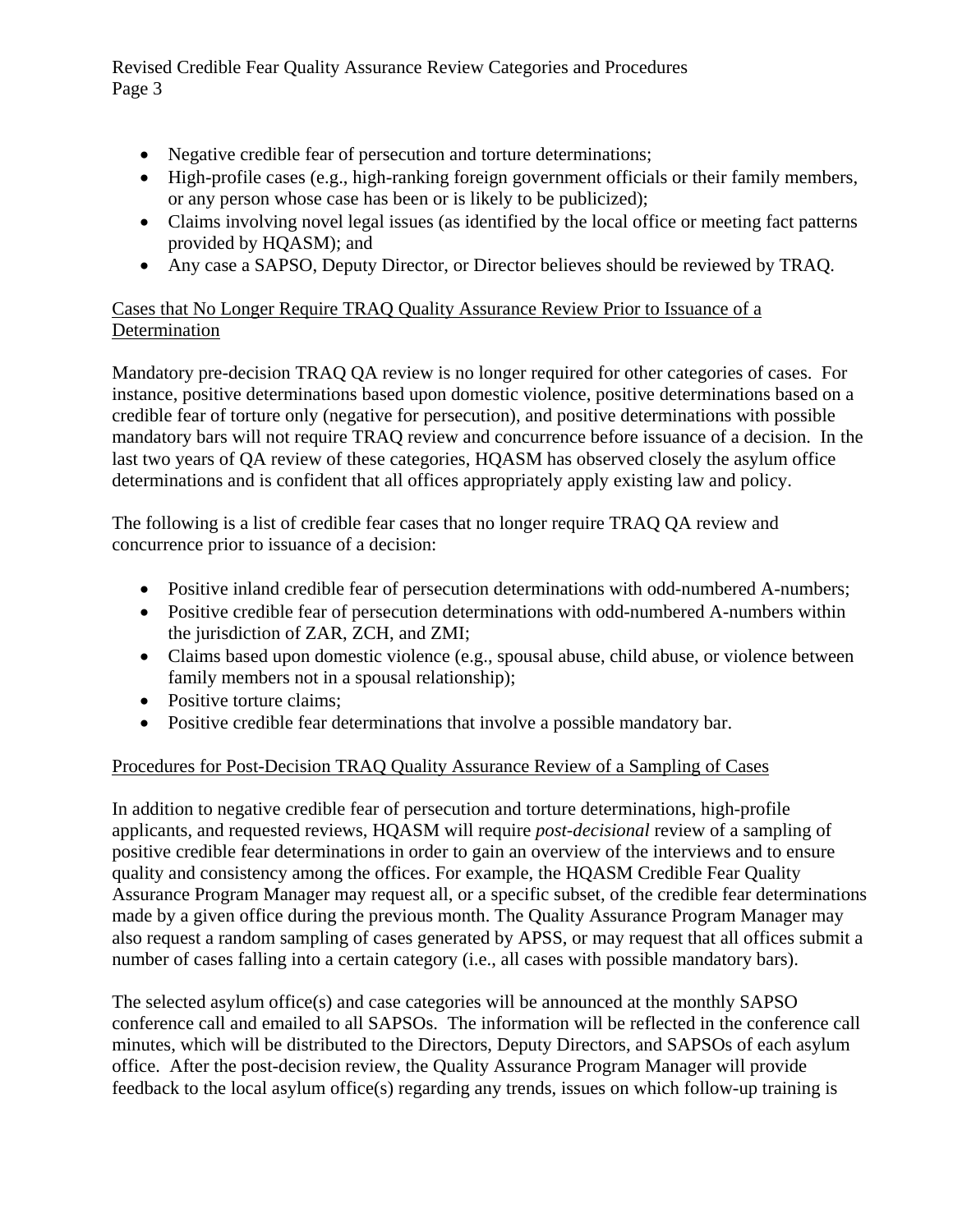- Negative credible fear of persecution and torture determinations;
- High-profile cases (e.g., high-ranking foreign government officials or their family members, or any person whose case has been or is likely to be publicized);
- Claims involving novel legal issues (as identified by the local office or meeting fact patterns provided by HQASM); and
- Any case a SAPSO, Deputy Director, or Director believes should be reviewed by TRAQ.

Cases that No Longer Require TRAQ Quality Assurance Review Prior to Issuance of a Determination

Mandatory pre-decision TRAQ QA review is no longer required for other categories of cases. For instance, positive determinations based upon domestic violence, positive determinations based on a credible fear of torture only (negative for persecution), and positive determinations with possible mandatory bars will not require TRAQ review and concurrence before issuance of a decision. In the last two years of QA review of these categories, HQASM has observed closely the asylum office determinations and is confident that all offices appropriately apply existing law and policy.

The following is a list of credible fear cases that no longer require TRAQ QA review and concurrence prior to issuance of a decision:

- Positive inland credible fear of persecution determinations with odd-numbered A-numbers;
- Positive credible fear of persecution determinations with odd-numbered A-numbers within the jurisdiction of ZAR, ZCH, and ZMI;
- Claims based upon domestic violence (e.g., spousal abuse, child abuse, or violence between family members not in a spousal relationship);
- Positive torture claims;
- Positive credible fear determinations that involve a possible mandatory bar.

Procedures for Post-Decision TRAQ Quality Assurance Review of a Sampling of Cases

In addition to negative credible fear of persecution and torture determinations, high-profile applicants, and requested reviews, HQASM will require *post-decisional* review of a sampling of positive credible fear determinations in order to gain an overview of the interviews and to ensure quality and consistency among the offices. For example, the HQASM Credible Fear Quality Assurance Program Manager may request all, or a specific subset, of the credible fear determinations made by a given office during the previous month. The Quality Assurance Program Manager may also request a random sampling of cases generated by APSS, or may request that all offices submit a number of cases falling into a certain category (i.e., all cases with possible mandatory bars).

The selected asylum office(s) and case categories will be announced at the monthly SAPSO conference call and emailed to all SAPSOs. The information will be reflected in the conference call minutes, which will be distributed to the Directors, Deputy Directors, and SAPSOs of each asylum office. After the post-decision review, the Quality Assurance Program Manager will provide feedback to the local asylum office(s) regarding any trends, issues on which follow-up training is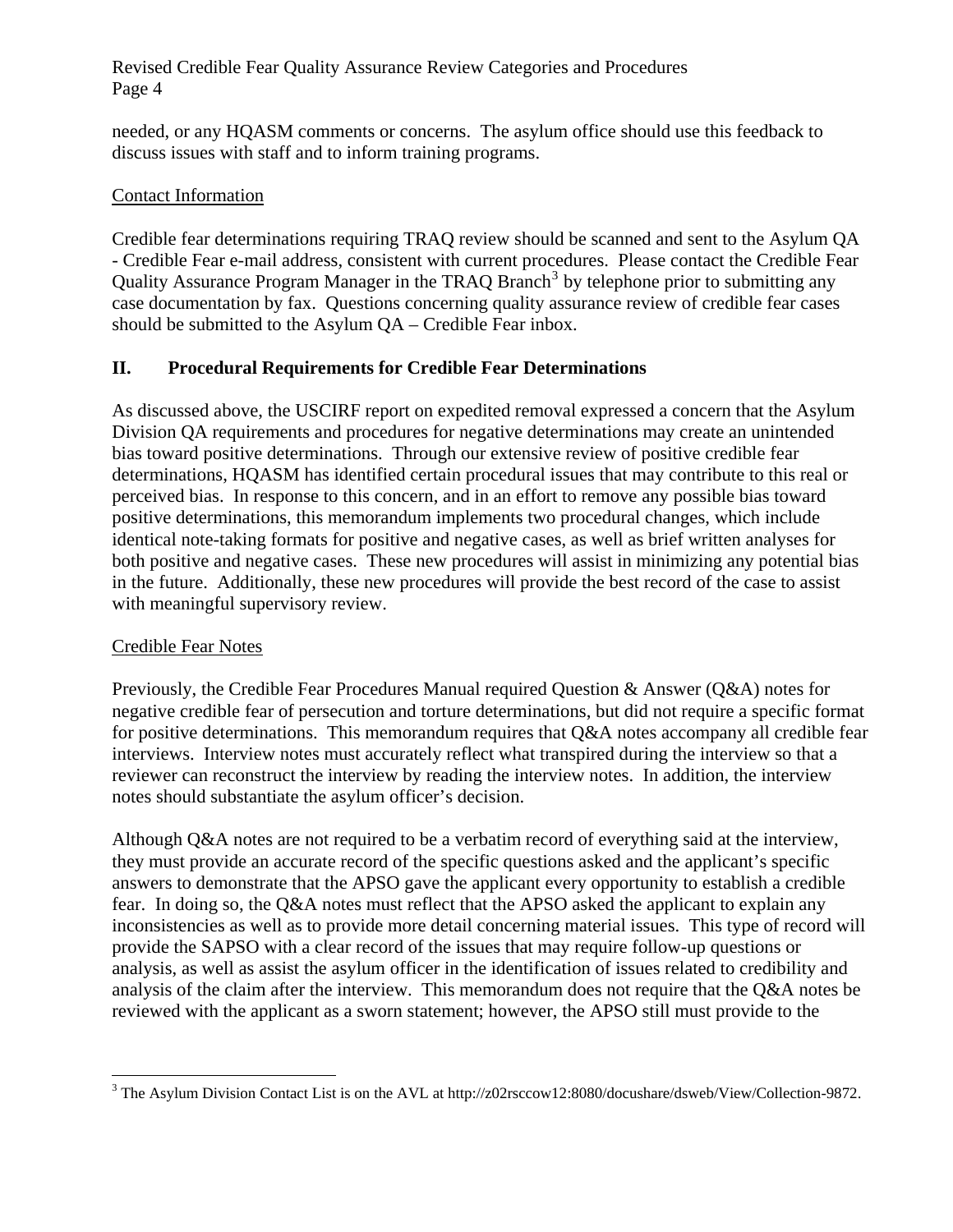needed, or any HQASM comments or concerns. The asylum office should use this feedback to discuss issues with staff and to inform training programs.

Contact Information

Credible fear determinations requiring TRAQ review should be scanned and sent to the Asylum QA - Credible Fear e-mail address, consistent with current procedures. Please contact the Credible Fear Quality Assurance Program Manager in the TRAQ Branch[3] by telephone prior to submitting any case documentation by fax. Questions concerning quality assurance review of credible fear cases should be submitted to the Asylum QA – Credible Fear inbox.

## II. Procedural Requirements for Credible Fear Determinations

As discussed above, the USCIRF report on expedited removal expressed a concern that the Asylum Division QA requirements and procedures for negative determinations may create an unintended bias toward positive determinations. Through our extensive review of positive credible fear determinations, HQASM has identified certain procedural issues that may contribute to this real or perceived bias. In response to this concern, and in an effort to remove any possible bias toward positive determinations, this memorandum implements two procedural changes, which include identical note-taking formats for positive and negative cases, as well as brief written analyses for both positive and negative cases. These new procedures will assist in minimizing any potential bias in the future. Additionally, these new procedures will provide the best record of the case to assist with meaningful supervisory review.

Credible Fear Notes

Previously, the Credible Fear Procedures Manual required Question & Answer (Q&A) notes for negative credible fear of persecution and torture determinations, but did not require a specific format for positive determinations. This memorandum requires that Q&A notes accompany all credible fear interviews. Interview notes must accurately reflect what transpired during the interview so that a reviewer can reconstruct the interview by reading the interview notes. In addition, the interview notes should substantiate the asylum officer's decision.

Although Q&A notes are not required to be a verbatim record of everything said at the interview, they must provide an accurate record of the specific questions asked and the applicant's specific answers to demonstrate that the APSO gave the applicant every opportunity to establish a credible fear. In doing so, the Q&A notes must reflect that the APSO asked the applicant to explain any inconsistencies as well as to provide more detail concerning material issues. This type of record will provide the SAPSO with a clear record of the issues that may require follow-up questions or analysis, as well as assist the asylum officer in the identification of issues related to credibility and analysis of the claim after the interview. This memorandum does not require that the Q&A notes be reviewed with the applicant as a sworn statement; however, the APSO still must provide to the

[3] The Asylum Division Contact List is on the AVL at http://z02rsccow12:8080/docushare/dsweb/View/Collection-9872.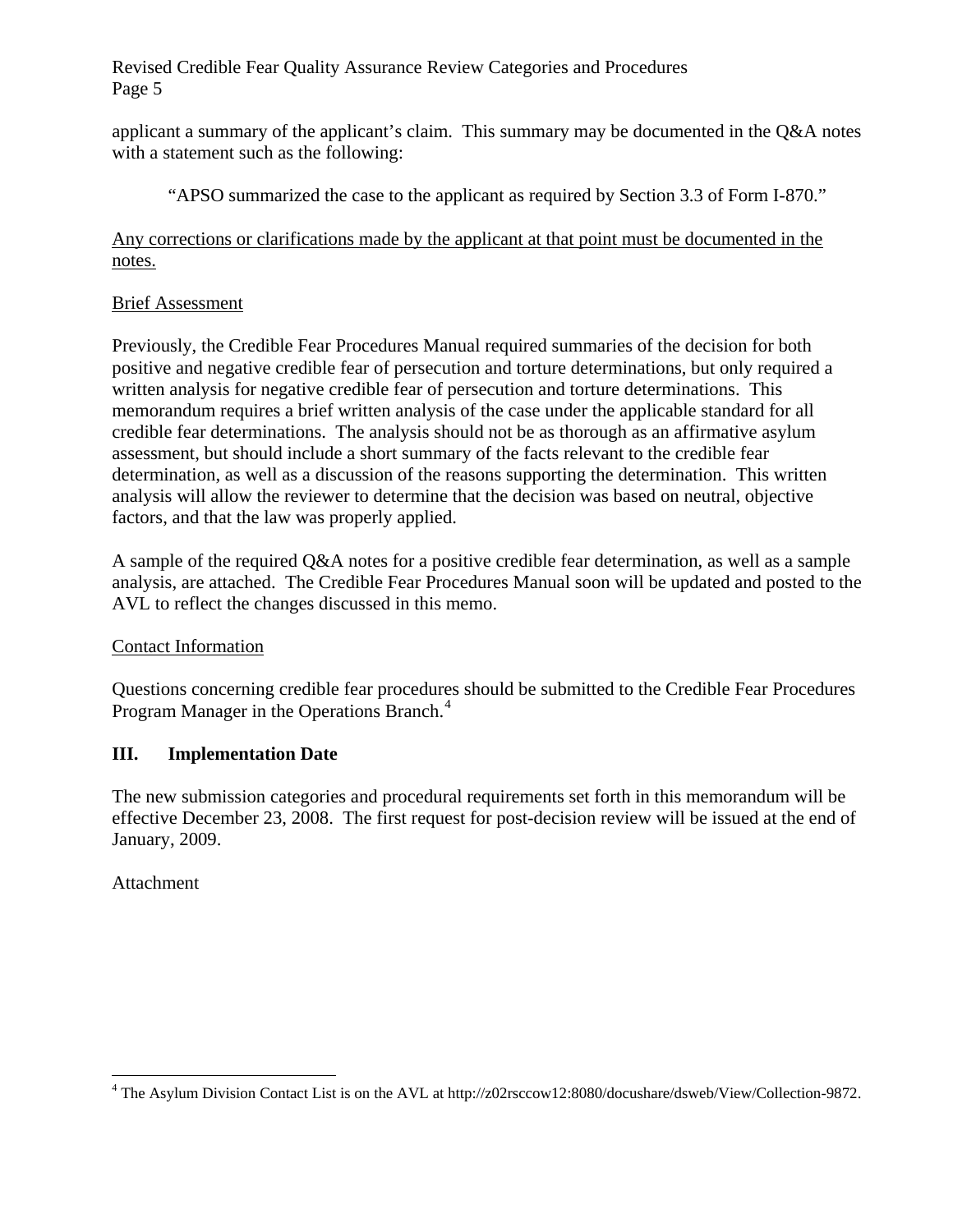applicant a summary of the applicant's claim. This summary may be documented in the Q&A notes with a statement such as the following:

> "APSO summarized the case to the applicant as required by Section 3.3 of Form I-870."

Any corrections or clarifications made by the applicant at that point must be documented in the notes.

Brief Assessment

Previously, the Credible Fear Procedures Manual required summaries of the decision for both positive and negative credible fear of persecution and torture determinations, but only required a written analysis for negative credible fear of persecution and torture determinations. This memorandum requires a brief written analysis of the case under the applicable standard for all credible fear determinations. The analysis should not be as thorough as an affirmative asylum assessment, but should include a short summary of the facts relevant to the credible fear determination, as well as a discussion of the reasons supporting the determination. This written analysis will allow the reviewer to determine that the decision was based on neutral, objective factors, and that the law was properly applied.

A sample of the required Q&A notes for a positive credible fear determination, as well as a sample analysis, are attached. The Credible Fear Procedures Manual soon will be updated and posted to the AVL to reflect the changes discussed in this memo.

Contact Information

Questions concerning credible fear procedures should be submitted to the Credible Fear Procedures Program Manager in the Operations Branch.[4]

## III. Implementation Date

The new submission categories and procedural requirements set forth in this memorandum will be effective December 23, 2008. The first request for post-decision review will be issued at the end of January, 2009.

Attachment

[4] The Asylum Division Contact List is on the AVL at http://z02rsccow12:8080/docushare/dsweb/View/Collection-9872.